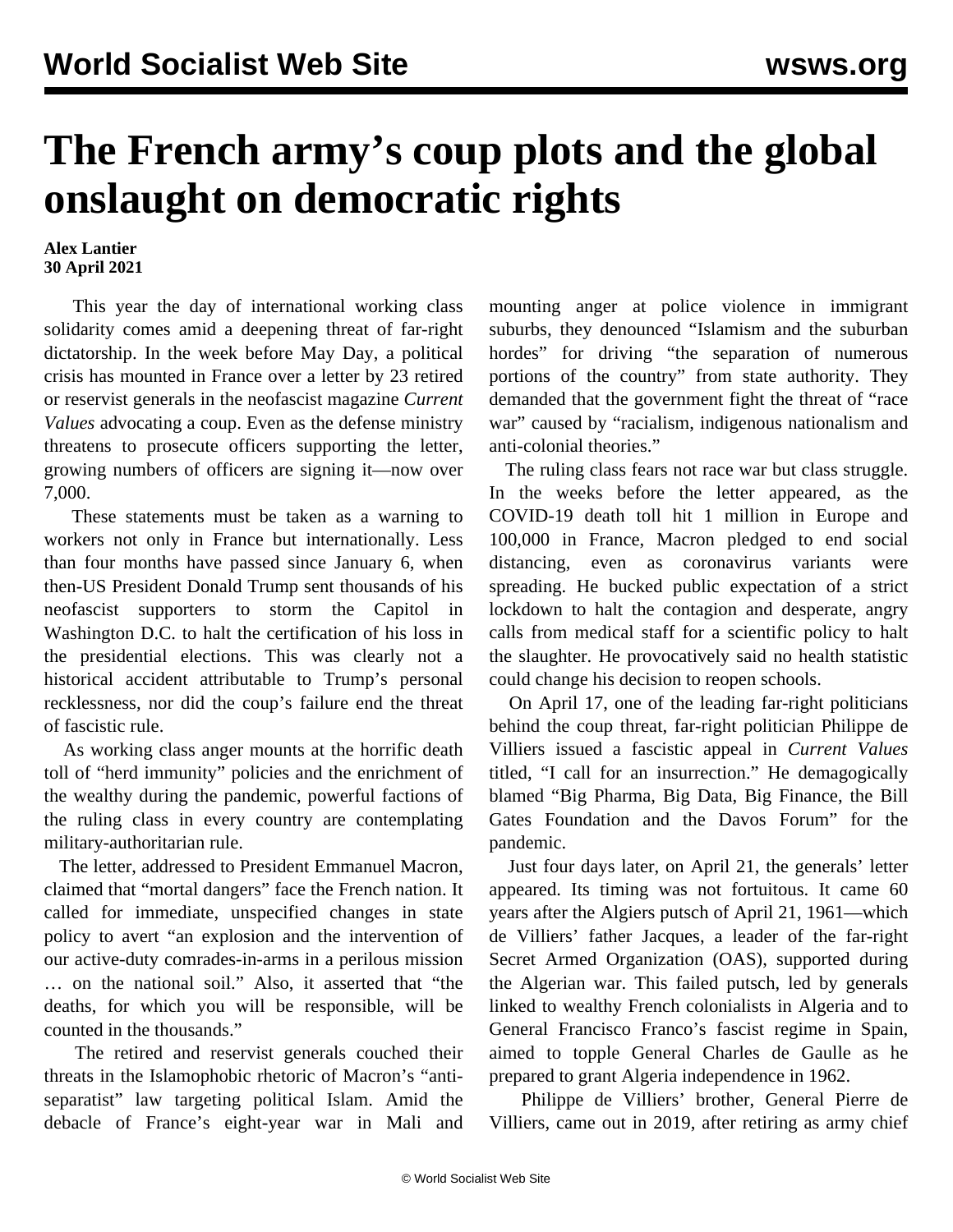# The French army's coup plots and the global onslaught on democratic rights

**Alex Lantier**
**30 April 2021**

This year the day of international working class solidarity comes amid a deepening threat of far-right dictatorship. In the week before May Day, a political crisis has mounted in France over a letter by 23 retired or reservist generals in the neofascist magazine *Current Values* advocating a coup. Even as the defense ministry threatens to prosecute officers supporting the letter, growing numbers of officers are signing it—now over 7,000.

These statements must be taken as a warning to workers not only in France but internationally. Less than four months have passed since January 6, when then-US President Donald Trump sent thousands of his neofascist supporters to storm the Capitol in Washington D.C. to halt the certification of his loss in the presidential elections. This was clearly not a historical accident attributable to Trump's personal recklessness, nor did the coup's failure end the threat of fascistic rule.

As working class anger mounts at the horrific death toll of "herd immunity" policies and the enrichment of the wealthy during the pandemic, powerful factions of the ruling class in every country are contemplating military-authoritarian rule.

The letter, addressed to President Emmanuel Macron, claimed that "mortal dangers" face the French nation. It called for immediate, unspecified changes in state policy to avert "an explosion and the intervention of our active-duty comrades-in-arms in a perilous mission … on the national soil." Also, it asserted that "the deaths, for which you will be responsible, will be counted in the thousands."

The retired and reservist generals couched their threats in the Islamophobic rhetoric of Macron's "anti-separatist" law targeting political Islam. Amid the debacle of France's eight-year war in Mali and mounting anger at police violence in immigrant suburbs, they denounced "Islamism and the suburban hordes" for driving "the separation of numerous portions of the country" from state authority. They demanded that the government fight the threat of "race war" caused by "racialism, indigenous nationalism and anti-colonial theories."

The ruling class fears not race war but class struggle. In the weeks before the letter appeared, as the COVID-19 death toll hit 1 million in Europe and 100,000 in France, Macron pledged to end social distancing, even as coronavirus variants were spreading. He bucked public expectation of a strict lockdown to halt the contagion and desperate, angry calls from medical staff for a scientific policy to halt the slaughter. He provocatively said no health statistic could change his decision to reopen schools.

On April 17, one of the leading far-right politicians behind the coup threat, far-right politician Philippe de Villiers issued a fascistic appeal in *Current Values* titled, "I call for an insurrection." He demagogically blamed "Big Pharma, Big Data, Big Finance, the Bill Gates Foundation and the Davos Forum" for the pandemic.

Just four days later, on April 21, the generals' letter appeared. Its timing was not fortuitous. It came 60 years after the Algiers putsch of April 21, 1961—which de Villiers' father Jacques, a leader of the far-right Secret Armed Organization (OAS), supported during the Algerian war. This failed putsch, led by generals linked to wealthy French colonialists in Algeria and to General Francisco Franco's fascist regime in Spain, aimed to topple General Charles de Gaulle as he prepared to grant Algeria independence in 1962.

Philippe de Villiers' brother, General Pierre de Villiers, came out in 2019, after retiring as army chief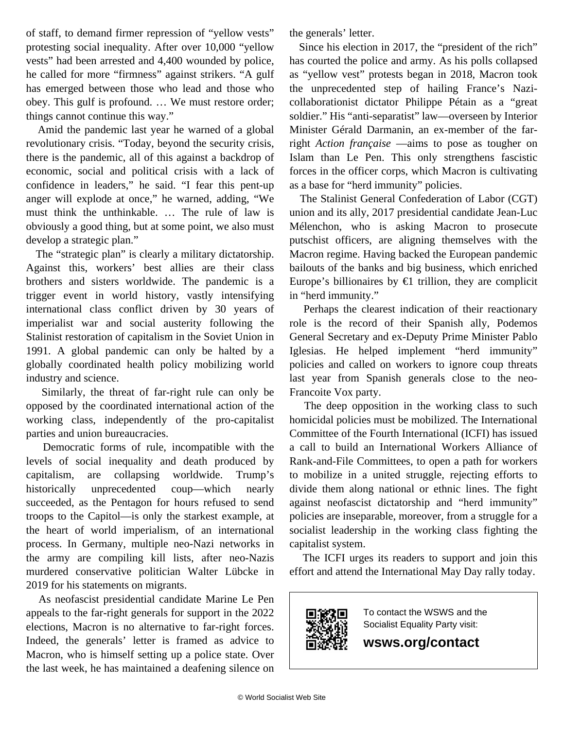of staff, to demand firmer repression of "yellow vests" protesting social inequality. After over 10,000 "yellow vests" had been arrested and 4,400 wounded by police, he called for more "firmness" against strikers. "A gulf has emerged between those who lead and those who obey. This gulf is profound. … We must restore order; things cannot continue this way."

Amid the pandemic last year he warned of a global revolutionary crisis. "Today, beyond the security crisis, there is the pandemic, all of this against a backdrop of economic, social and political crisis with a lack of confidence in leaders," he said. "I fear this pent-up anger will explode at once," he warned, adding, "We must think the unthinkable. … The rule of law is obviously a good thing, but at some point, we also must develop a strategic plan."

The "strategic plan" is clearly a military dictatorship. Against this, workers' best allies are their class brothers and sisters worldwide. The pandemic is a trigger event in world history, vastly intensifying international class conflict driven by 30 years of imperialist war and social austerity following the Stalinist restoration of capitalism in the Soviet Union in 1991. A global pandemic can only be halted by a globally coordinated health policy mobilizing world industry and science.

Similarly, the threat of far-right rule can only be opposed by the coordinated international action of the working class, independently of the pro-capitalist parties and union bureaucracies.

Democratic forms of rule, incompatible with the levels of social inequality and death produced by capitalism, are collapsing worldwide. Trump's historically unprecedented coup—which nearly succeeded, as the Pentagon for hours refused to send troops to the Capitol—is only the starkest example, at the heart of world imperialism, of an international process. In Germany, multiple neo-Nazi networks in the army are compiling kill lists, after neo-Nazis murdered conservative politician Walter Lübcke in 2019 for his statements on migrants.

As neofascist presidential candidate Marine Le Pen appeals to the far-right generals for support in the 2022 elections, Macron is no alternative to far-right forces. Indeed, the generals' letter is framed as advice to Macron, who is himself setting up a police state. Over the last week, he has maintained a deafening silence on the generals' letter.

Since his election in 2017, the "president of the rich" has courted the police and army. As his polls collapsed as "yellow vest" protests began in 2018, Macron took the unprecedented step of hailing France's Nazi-collaborationist dictator Philippe Pétain as a "great soldier." His "anti-separatist" law—overseen by Interior Minister Gérald Darmanin, an ex-member of the far-right *Action française* —aims to pose as tougher on Islam than Le Pen. This only strengthens fascistic forces in the officer corps, which Macron is cultivating as a base for "herd immunity" policies.

The Stalinist General Confederation of Labor (CGT) union and its ally, 2017 presidential candidate Jean-Luc Mélenchon, who is asking Macron to prosecute putschist officers, are aligning themselves with the Macron regime. Having backed the European pandemic bailouts of the banks and big business, which enriched Europe's billionaires by €1 trillion, they are complicit in "herd immunity."

Perhaps the clearest indication of their reactionary role is the record of their Spanish ally, Podemos General Secretary and ex-Deputy Prime Minister Pablo Iglesias. He helped implement "herd immunity" policies and called on workers to ignore coup threats last year from Spanish generals close to the neo-Francoite Vox party.

The deep opposition in the working class to such homicidal policies must be mobilized. The International Committee of the Fourth International (ICFI) has issued a call to build an International Workers Alliance of Rank-and-File Committees, to open a path for workers to mobilize in a united struggle, rejecting efforts to divide them along national or ethnic lines. The fight against neofascist dictatorship and "herd immunity" policies are inseparable, moreover, from a struggle for a socialist leadership in the working class fighting the capitalist system.

The ICFI urges its readers to support and join this effort and attend the International May Day rally today.

To contact the WSWS and the Socialist Equality Party visit:

**wsws.org/contact**